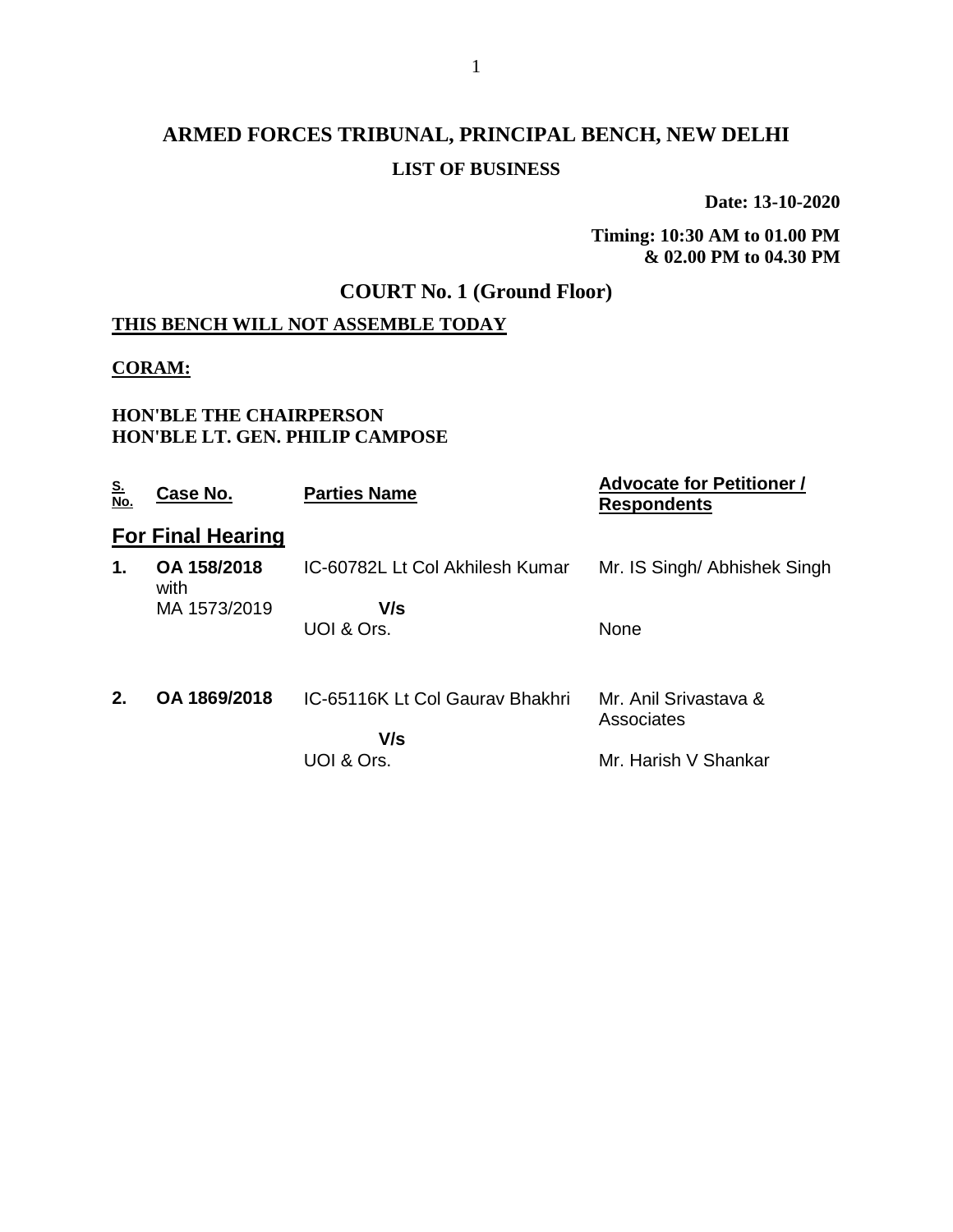# ARMED FORCES TRIBUNAL, PRINCIPAL BENCH, NEW DELHI

## LIST OF BUSINESS

**Date: 13-10-2020**

**Timing: 10:30 AM to 01.00 PM & 02.00 PM to 04.30 PM**

## COURT No. 1 (Ground Floor)

**THIS BENCH WILL NOT ASSEMBLE TODAY**

**CORAM:**

**HON'BLE THE CHAIRPERSON**
**HON'BLE LT. GEN. PHILIP CAMPOSE**

| S. No. | Case No. | Parties Name | Advocate for Petitioner / Respondents |
|---|---|---|---|
| **For Final Hearing** | | | |
| **1.** | **OA 158/2018** with MA 1573/2019 | IC-60782L Lt Col Akhilesh Kumar V/s UOI & Ors. | Mr. IS Singh/ Abhishek Singh<br>None |
| **2.** | **OA 1869/2018** | IC-65116K Lt Col Gaurav Bhakhri V/s UOI & Ors. | Mr. Anil Srivastava & Associates<br>Mr. Harish V Shankar |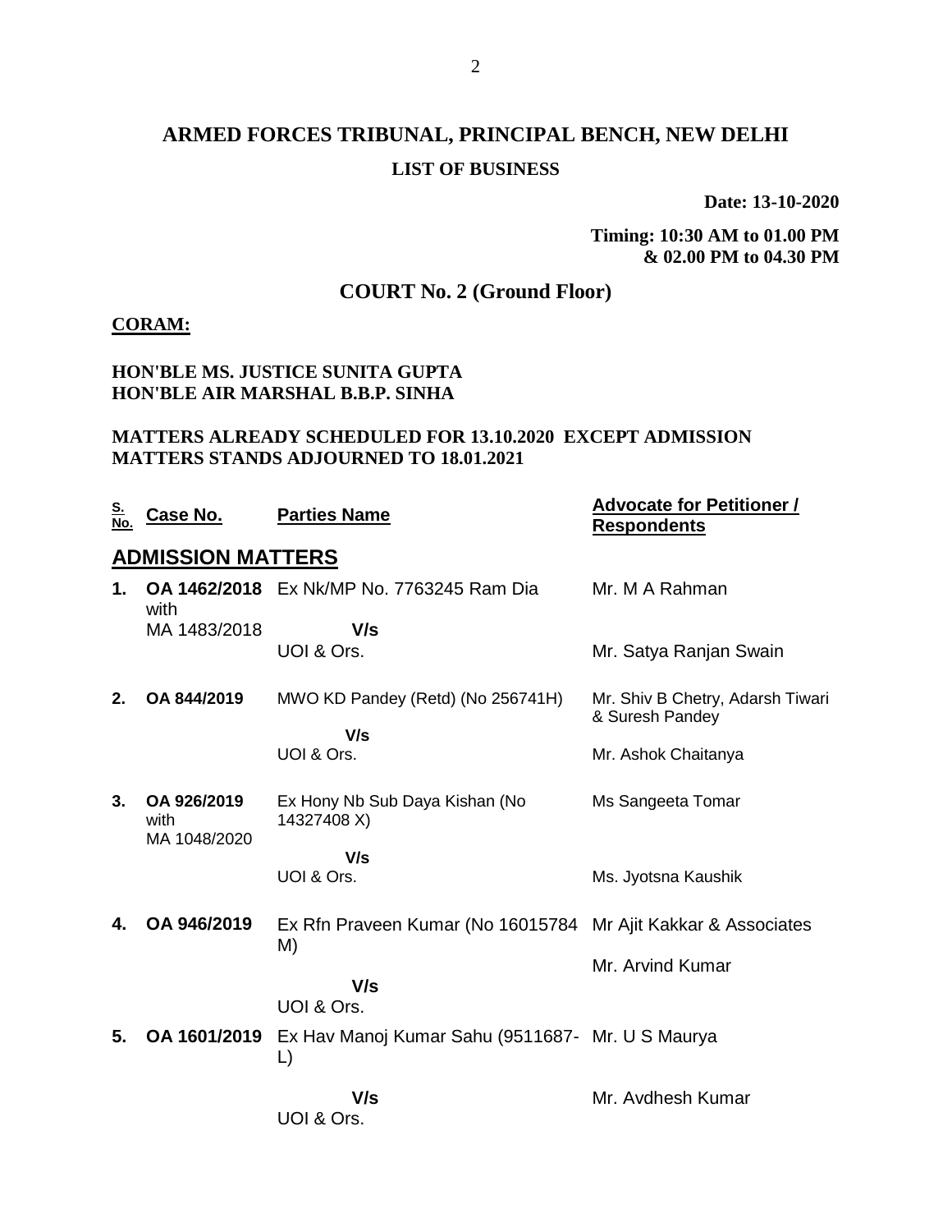# ARMED FORCES TRIBUNAL, PRINCIPAL BENCH, NEW DELHI

**LIST OF BUSINESS**

**Date: 13-10-2020**

**Timing: 10:30 AM to 01.00 PM & 02.00 PM to 04.30 PM**

## COURT No. 2 (Ground Floor)

**CORAM:**

**HON'BLE MS. JUSTICE SUNITA GUPTA**
**HON'BLE AIR MARSHAL B.B.P. SINHA**

**MATTERS ALREADY SCHEDULED FOR 13.10.2020 EXCEPT ADMISSION MATTERS STANDS ADJOURNED TO 18.01.2021**

| S. No. | Case No. | Parties Name | Advocate for Petitioner / Respondents |
|---|---|---|---|
| | **ADMISSION MATTERS** | | |
| **1.** | **OA 1462/2018** with MA 1483/2018 | Ex Nk/MP No. 7763245 Ram Dia **V/s** UOI & Ors. | Mr. M A Rahman<br>Mr. Satya Ranjan Swain |
| **2.** | **OA 844/2019** | MWO KD Pandey (Retd) (No 256741H) **V/s** UOI & Ors. | Mr. Shiv B Chetry, Adarsh Tiwari & Suresh Pandey<br>Mr. Ashok Chaitanya |
| **3.** | **OA 926/2019** with MA 1048/2020 | Ex Hony Nb Sub Daya Kishan (No 14327408 X) **V/s** UOI & Ors. | Ms Sangeeta Tomar<br>Ms. Jyotsna Kaushik |
| **4.** | **OA 946/2019** | Ex Rfn Praveen Kumar (No 16015784 M) **V/s** UOI & Ors. | Mr Ajit Kakkar & Associates<br>Mr. Arvind Kumar |
| **5.** | **OA 1601/2019** | Ex Hav Manoj Kumar Sahu (9511687-L) **V/s** UOI & Ors. | Mr. U S Maurya<br>Mr. Avdhesh Kumar |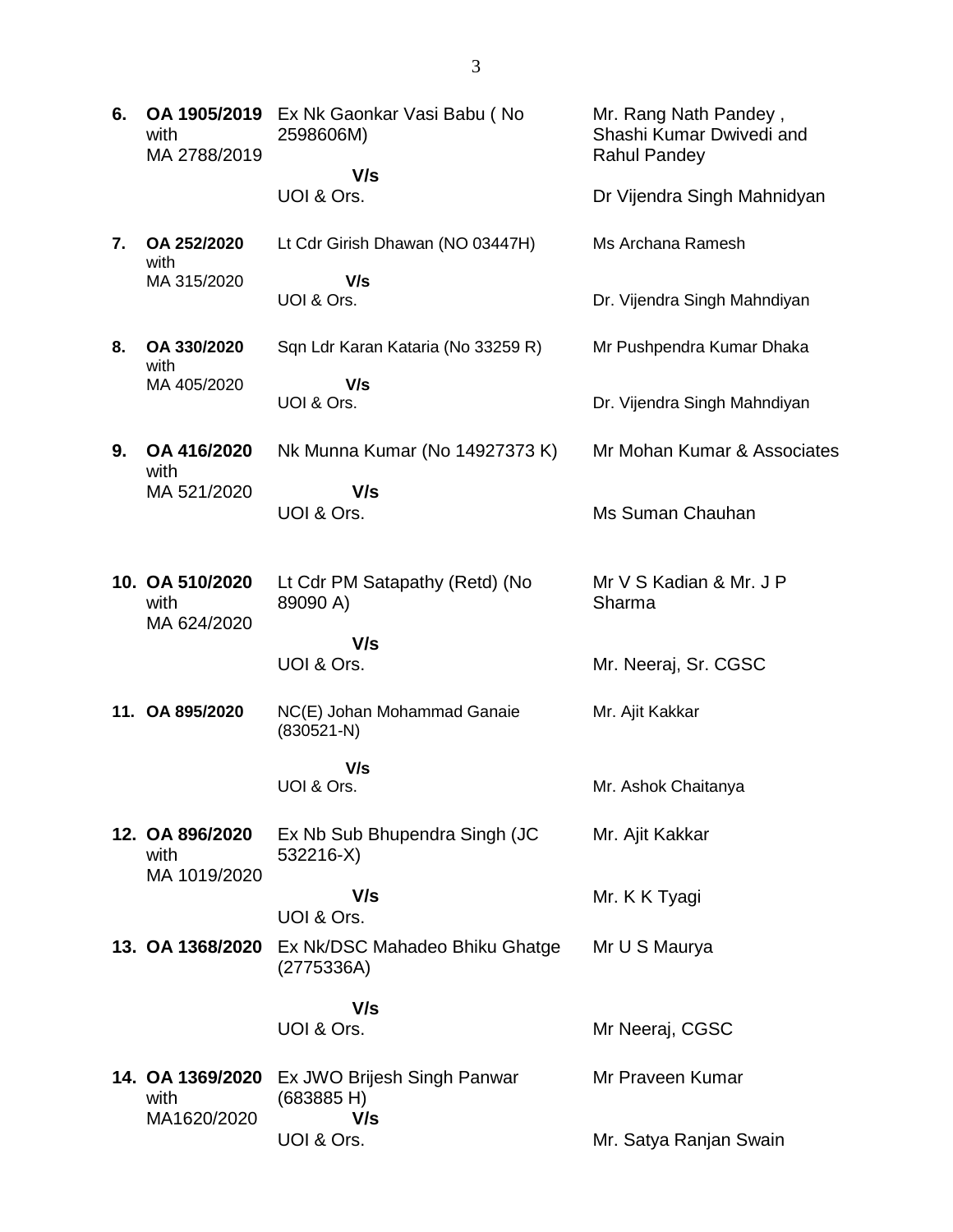| | | | |
|---|---|---|---|
| **6.** | **OA 1905/2019** with MA 2788/2019 | Ex Nk Gaonkar Vasi Babu ( No 2598606M)<br>**V/s**<br>UOI & Ors. | Mr. Rang Nath Pandey , Shashi Kumar Dwivedi and Rahul Pandey<br><br>Dr Vijendra Singh Mahnidyan |
| **7.** | **OA 252/2020** with MA 315/2020 | Lt Cdr Girish Dhawan (NO 03447H)<br>**V/s**<br>UOI & Ors. | Ms Archana Ramesh<br><br>Dr. Vijendra Singh Mahndiyan |
| **8.** | **OA 330/2020** with MA 405/2020 | Sqn Ldr Karan Kataria (No 33259 R)<br>**V/s**<br>UOI & Ors. | Mr Pushpendra Kumar Dhaka<br><br>Dr. Vijendra Singh Mahndiyan |
| **9.** | **OA 416/2020** with MA 521/2020 | Nk Munna Kumar (No 14927373 K)<br>**V/s**<br>UOI & Ors. | Mr Mohan Kumar & Associates<br><br>Ms Suman Chauhan |
| **10.** | **OA 510/2020** with MA 624/2020 | Lt Cdr PM Satapathy (Retd) (No 89090 A)<br>**V/s**<br>UOI & Ors. | Mr V S Kadian & Mr. J P Sharma<br><br>Mr. Neeraj, Sr. CGSC |
| **11.** | **OA 895/2020** | NC(E) Johan Mohammad Ganaie (830521-N)<br>**V/s**<br>UOI & Ors. | Mr. Ajit Kakkar<br><br>Mr. Ashok Chaitanya |
| **12.** | **OA 896/2020** with MA 1019/2020 | Ex Nb Sub Bhupendra Singh (JC 532216-X)<br>**V/s**<br>UOI & Ors. | Mr. Ajit Kakkar<br><br>Mr. K K Tyagi |
| **13.** | **OA 1368/2020** | Ex Nk/DSC Mahadeo Bhiku Ghatge (2775336A)<br>**V/s**<br>UOI & Ors. | Mr U S Maurya<br><br>Mr Neeraj, CGSC |
| **14.** | **OA 1369/2020** with MA1620/2020 | Ex JWO Brijesh Singh Panwar (683885 H)<br>**V/s**<br>UOI & Ors. | Mr Praveen Kumar<br><br>Mr. Satya Ranjan Swain |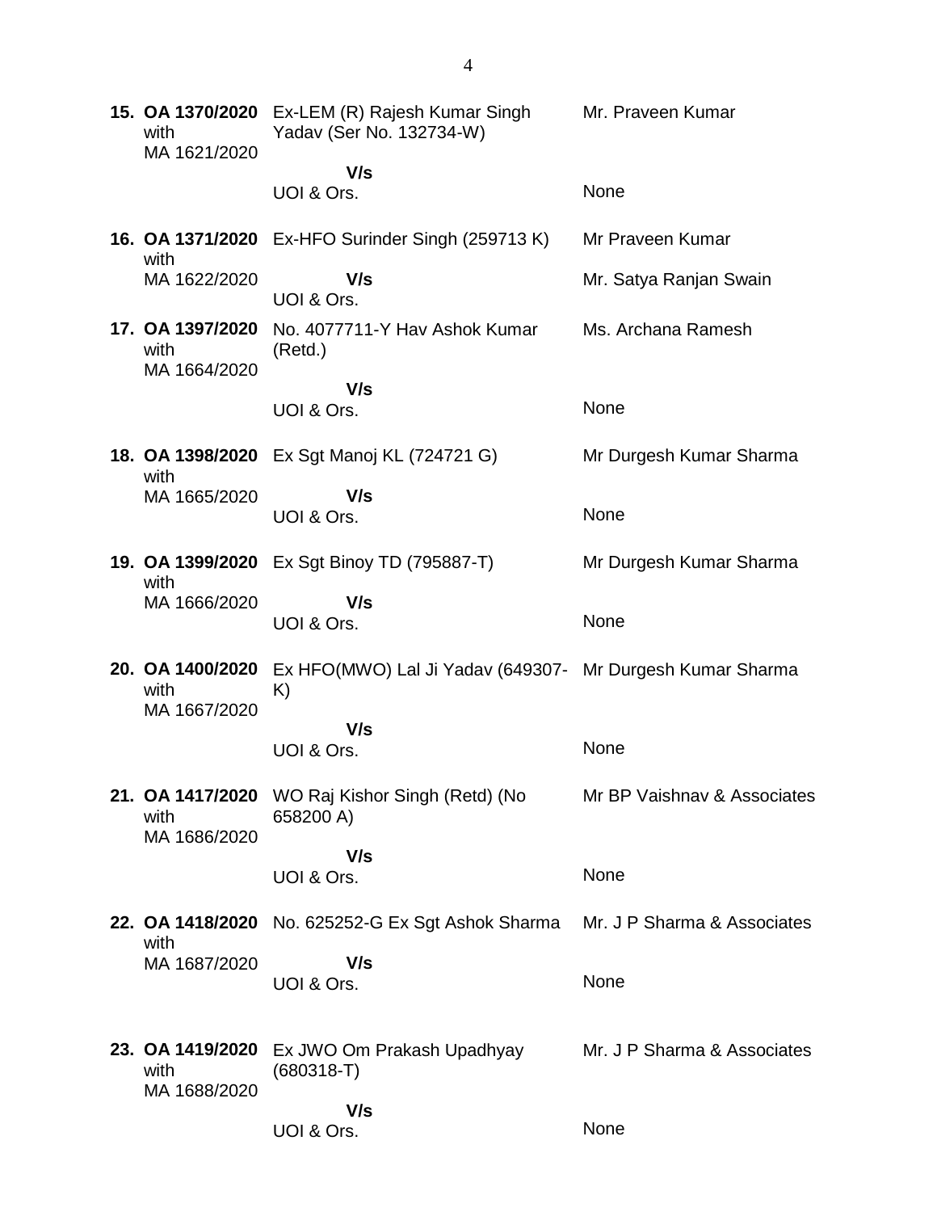| | | |
|---|---|---|
| **15. OA 1370/2020** with MA 1621/2020 | Ex-LEM (R) Rajesh Kumar Singh Yadav (Ser No. 132734-W) | Mr. Praveen Kumar |
| | **V/s** UOI & Ors. | None |
| **16. OA 1371/2020** with MA 1622/2020 | Ex-HFO Surinder Singh (259713 K) | Mr Praveen Kumar |
| | **V/s** UOI & Ors. | Mr. Satya Ranjan Swain |
| **17. OA 1397/2020** with MA 1664/2020 | No. 4077711-Y Hav Ashok Kumar (Retd.) | Ms. Archana Ramesh |
| | **V/s** UOI & Ors. | None |
| **18. OA 1398/2020** with MA 1665/2020 | Ex Sgt Manoj KL (724721 G) | Mr Durgesh Kumar Sharma |
| | **V/s** UOI & Ors. | None |
| **19. OA 1399/2020** with MA 1666/2020 | Ex Sgt Binoy TD (795887-T) | Mr Durgesh Kumar Sharma |
| | **V/s** UOI & Ors. | None |
| **20. OA 1400/2020** with MA 1667/2020 | Ex HFO(MWO) Lal Ji Yadav (649307-K) | Mr Durgesh Kumar Sharma |
| | **V/s** UOI & Ors. | None |
| **21. OA 1417/2020** with MA 1686/2020 | WO Raj Kishor Singh (Retd) (No 658200 A) | Mr BP Vaishnav & Associates |
| | **V/s** UOI & Ors. | None |
| **22. OA 1418/2020** with MA 1687/2020 | No. 625252-G Ex Sgt Ashok Sharma | Mr. J P Sharma & Associates |
| | **V/s** UOI & Ors. | None |
| **23. OA 1419/2020** with MA 1688/2020 | Ex JWO Om Prakash Upadhyay (680318-T) | Mr. J P Sharma & Associates |
| | **V/s** UOI & Ors. | None |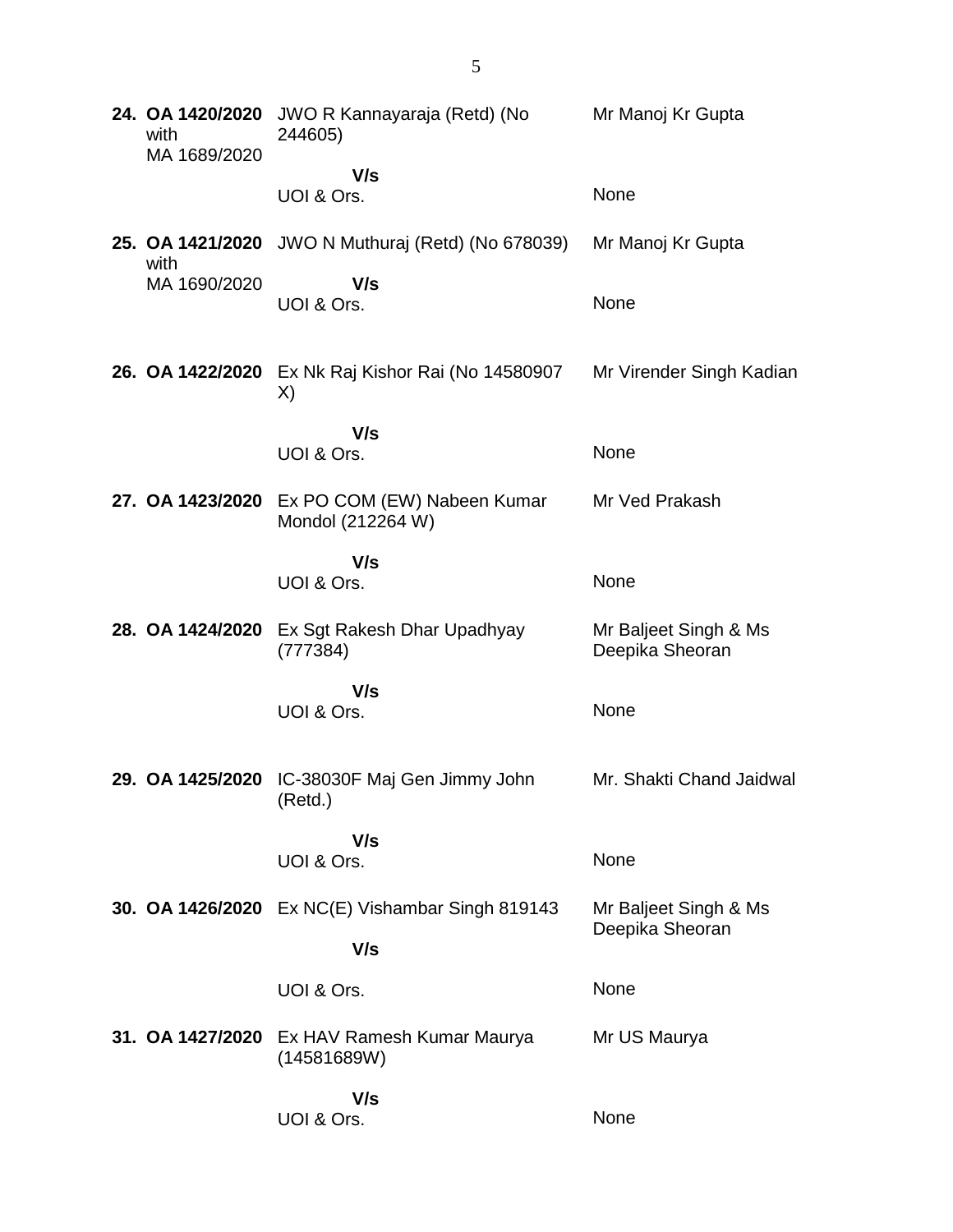| | | |
|---|---|---|
| **24. OA 1420/2020** with MA 1689/2020 | JWO R Kannayaraja (Retd) (No 244605) | Mr Manoj Kr Gupta |
| | **V/s** UOI & Ors. | None |
| **25. OA 1421/2020** with MA 1690/2020 | JWO N Muthuraj (Retd) (No 678039) | Mr Manoj Kr Gupta |
| | **V/s** UOI & Ors. | None |
| **26. OA 1422/2020** | Ex Nk Raj Kishor Rai (No 14580907 X) | Mr Virender Singh Kadian |
| | **V/s** UOI & Ors. | None |
| **27. OA 1423/2020** | Ex PO COM (EW) Nabeen Kumar Mondol (212264 W) | Mr Ved Prakash |
| | **V/s** UOI & Ors. | None |
| **28. OA 1424/2020** | Ex Sgt Rakesh Dhar Upadhyay (777384) | Mr Baljeet Singh & Ms Deepika Sheoran |
| | **V/s** UOI & Ors. | None |
| **29. OA 1425/2020** | IC-38030F Maj Gen Jimmy John (Retd.) | Mr. Shakti Chand Jaidwal |
| | **V/s** UOI & Ors. | None |
| **30. OA 1426/2020** | Ex NC(E) Vishambar Singh 819143 | Mr Baljeet Singh & Ms Deepika Sheoran |
| | **V/s** UOI & Ors. | None |
| **31. OA 1427/2020** | Ex HAV Ramesh Kumar Maurya (14581689W) | Mr US Maurya |
| | **V/s** UOI & Ors. | None |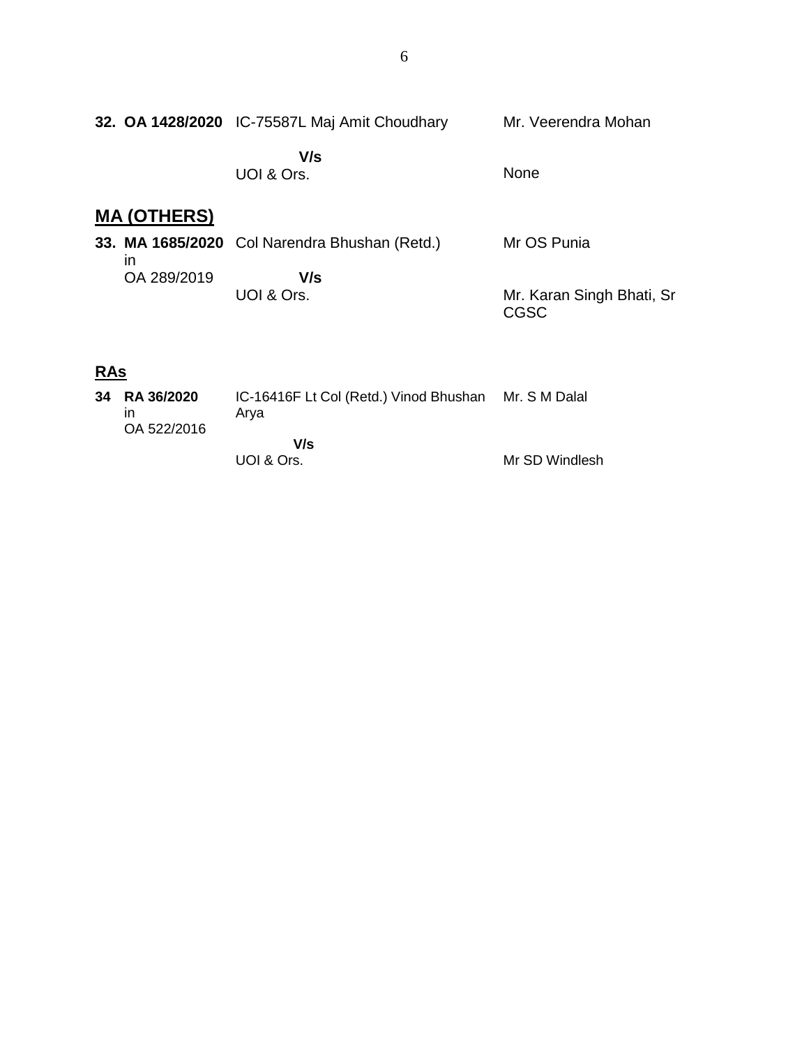| | | |
|---|---|---|
| **32. OA 1428/2020** | IC-75587L Maj Amit Choudhary | Mr. Veerendra Mohan |
| | **V/s** | |
| | UOI & Ors. | None |

## MA (OTHERS)

| | | |
|---|---|---|
| **33. MA 1685/2020** in OA 289/2019 | Col Narendra Bhushan (Retd.) | Mr OS Punia |
| | **V/s** | |
| | UOI & Ors. | Mr. Karan Singh Bhati, Sr CGSC |

## RAs

| | | |
|---|---|---|
| **34 RA 36/2020** in OA 522/2016 | IC-16416F Lt Col (Retd.) Vinod Bhushan Arya | Mr. S M Dalal |
| | **V/s** | |
| | UOI & Ors. | Mr SD Windlesh |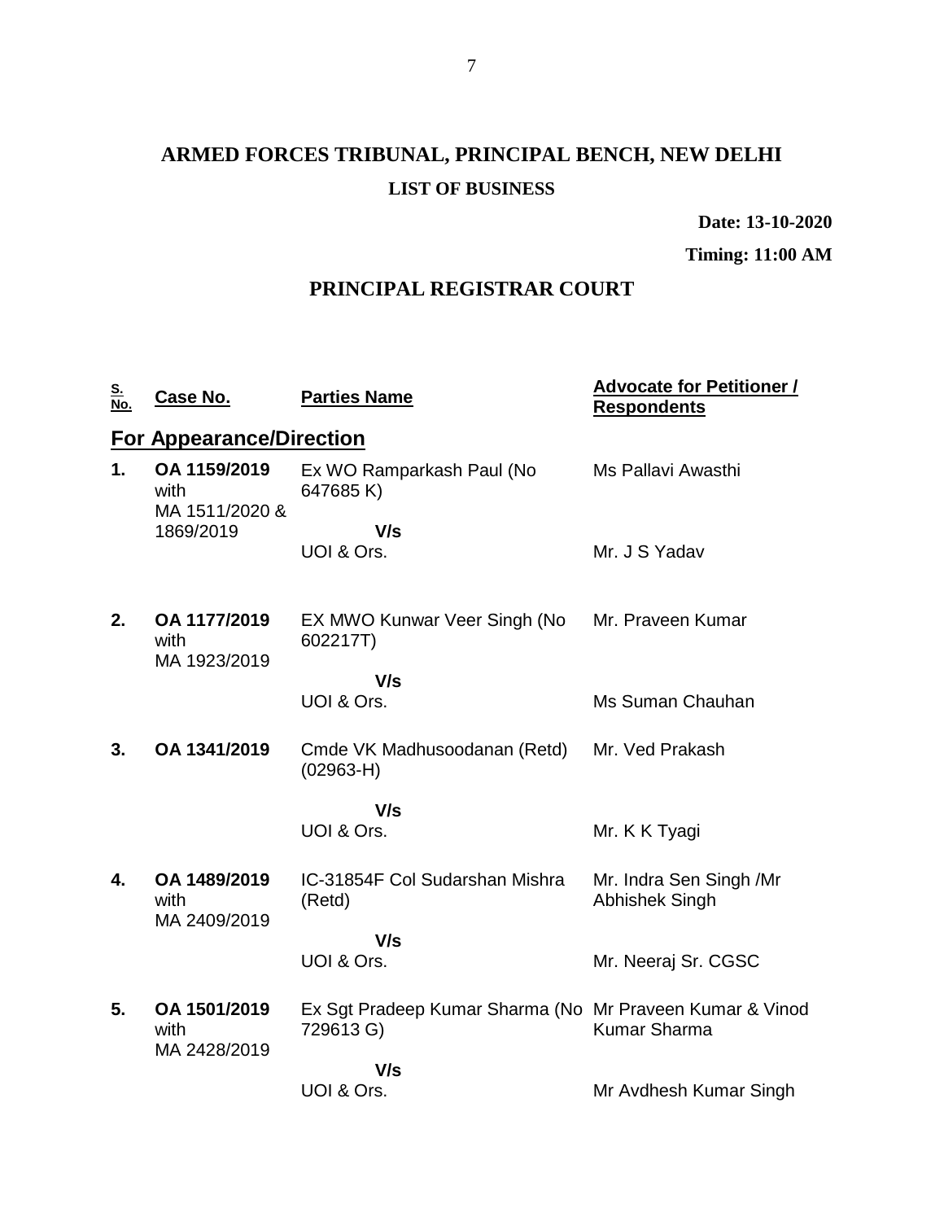# ARMED FORCES TRIBUNAL, PRINCIPAL BENCH, NEW DELHI

### LIST OF BUSINESS

**Date: 13-10-2020**

**Timing: 11:00 AM**

## PRINCIPAL REGISTRAR COURT

| S. No. | Case No. | Parties Name | Advocate for Petitioner / Respondents |
|---|---|---|---|
| **For Appearance/Direction** | | | |
| **1.** | **OA 1159/2019** with MA 1511/2020 & 1869/2019 | Ex WO Ramparkash Paul (No 647685 K)<br>**V/s**<br>UOI & Ors. | Ms Pallavi Awasthi<br><br>Mr. J S Yadav |
| **2.** | **OA 1177/2019** with MA 1923/2019 | EX MWO Kunwar Veer Singh (No 602217T)<br>**V/s**<br>UOI & Ors. | Mr. Praveen Kumar<br><br>Ms Suman Chauhan |
| **3.** | **OA 1341/2019** | Cmde VK Madhusoodanan (Retd) (02963-H)<br>**V/s**<br>UOI & Ors. | Mr. Ved Prakash<br><br>Mr. K K Tyagi |
| **4.** | **OA 1489/2019** with MA 2409/2019 | IC-31854F Col Sudarshan Mishra (Retd)<br>**V/s**<br>UOI & Ors. | Mr. Indra Sen Singh /Mr Abhishek Singh<br><br>Mr. Neeraj Sr. CGSC |
| **5.** | **OA 1501/2019** with MA 2428/2019 | Ex Sgt Pradeep Kumar Sharma (No 729613 G)<br>**V/s**<br>UOI & Ors. | Mr Praveen Kumar & Vinod Kumar Sharma<br><br>Mr Avdhesh Kumar Singh |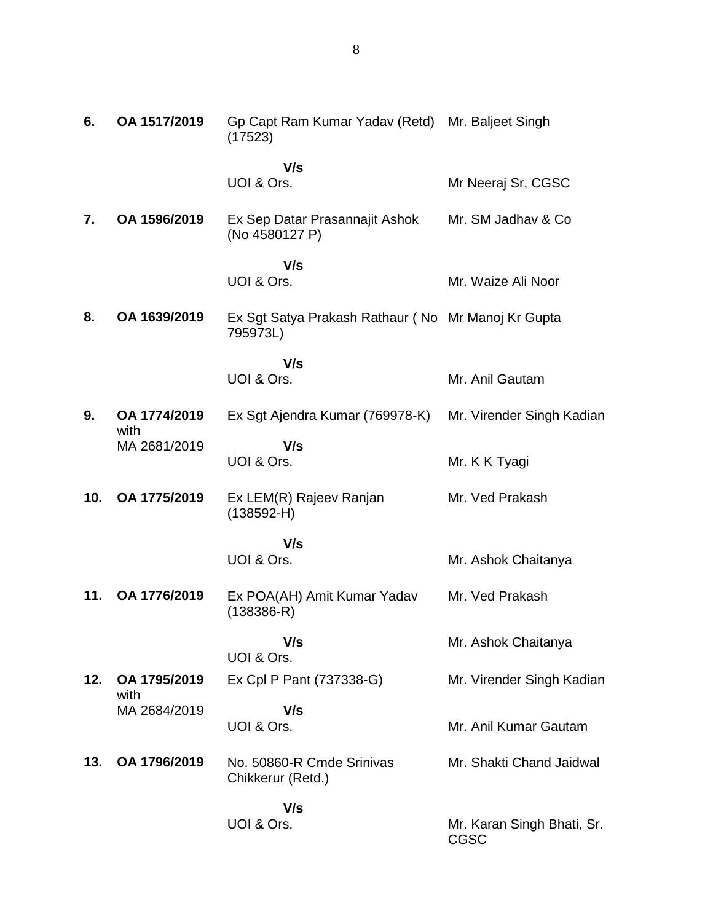| | | | |
|---|---|---|---|
| **6.** | **OA 1517/2019** | Gp Capt Ram Kumar Yadav (Retd) (17523) | Mr. Baljeet Singh |
| | | **V/s** | |
| | | UOI & Ors. | Mr Neeraj Sr, CGSC |
| **7.** | **OA 1596/2019** | Ex Sep Datar Prasannajit Ashok (No 4580127 P) | Mr. SM Jadhav & Co |
| | | **V/s** | |
| | | UOI & Ors. | Mr. Waize Ali Noor |
| **8.** | **OA 1639/2019** | Ex Sgt Satya Prakash Rathaur ( No 795973L) | Mr Manoj Kr Gupta |
| | | **V/s** | |
| | | UOI & Ors. | Mr. Anil Gautam |
| **9.** | **OA 1774/2019** with MA 2681/2019 | Ex Sgt Ajendra Kumar (769978-K) | Mr. Virender Singh Kadian |
| | | **V/s** | |
| | | UOI & Ors. | Mr. K K Tyagi |
| **10.** | **OA 1775/2019** | Ex LEM(R) Rajeev Ranjan (138592-H) | Mr. Ved Prakash |
| | | **V/s** | |
| | | UOI & Ors. | Mr. Ashok Chaitanya |
| **11.** | **OA 1776/2019** | Ex POA(AH) Amit Kumar Yadav (138386-R) | Mr. Ved Prakash |
| | | **V/s** | |
| | | UOI & Ors. | Mr. Ashok Chaitanya |
| **12.** | **OA 1795/2019** with MA 2684/2019 | Ex Cpl P Pant (737338-G) | Mr. Virender Singh Kadian |
| | | **V/s** | |
| | | UOI & Ors. | Mr. Anil Kumar Gautam |
| **13.** | **OA 1796/2019** | No. 50860-R Cmde Srinivas Chikkerur (Retd.) | Mr. Shakti Chand Jaidwal |
| | | **V/s** | |
| | | UOI & Ors. | Mr. Karan Singh Bhati, Sr. CGSC |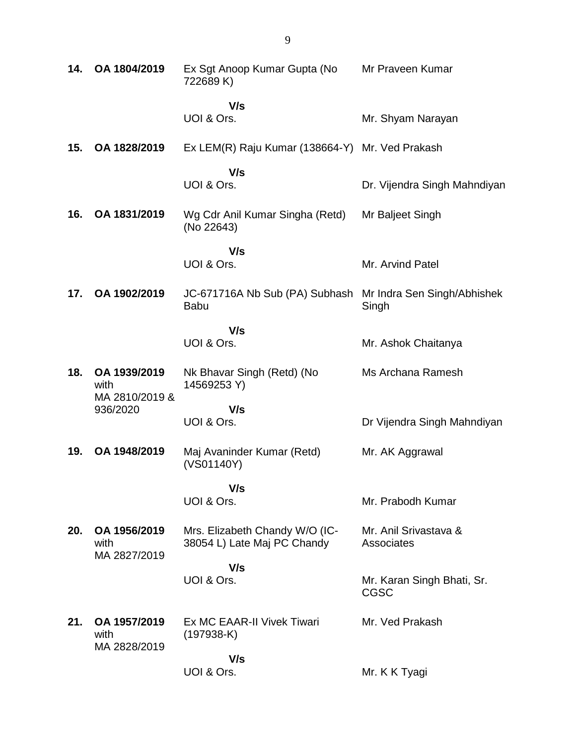| | | | |
|---|---|---|---|
| **14.** | **OA 1804/2019** | Ex Sgt Anoop Kumar Gupta (No 722689 K) | Mr Praveen Kumar |
| | | **V/s** | |
| | | UOI & Ors. | Mr. Shyam Narayan |
| **15.** | **OA 1828/2019** | Ex LEM(R) Raju Kumar (138664-Y) | Mr. Ved Prakash |
| | | **V/s** | |
| | | UOI & Ors. | Dr. Vijendra Singh Mahndiyan |
| **16.** | **OA 1831/2019** | Wg Cdr Anil Kumar Singha (Retd) (No 22643) | Mr Baljeet Singh |
| | | **V/s** | |
| | | UOI & Ors. | Mr. Arvind Patel |
| **17.** | **OA 1902/2019** | JC-671716A Nb Sub (PA) Subhash Babu | Mr Indra Sen Singh/Abhishek Singh |
| | | **V/s** | |
| | | UOI & Ors. | Mr. Ashok Chaitanya |
| **18.** | **OA 1939/2019** with MA 2810/2019 & 936/2020 | Nk Bhavar Singh (Retd) (No 14569253 Y) | Ms Archana Ramesh |
| | | **V/s** | |
| | | UOI & Ors. | Dr Vijendra Singh Mahndiyan |
| **19.** | **OA 1948/2019** | Maj Avaninder Kumar (Retd) (VS01140Y) | Mr. AK Aggrawal |
| | | **V/s** | |
| | | UOI & Ors. | Mr. Prabodh Kumar |
| **20.** | **OA 1956/2019** with MA 2827/2019 | Mrs. Elizabeth Chandy W/O (IC-38054 L) Late Maj PC Chandy | Mr. Anil Srivastava & Associates |
| | | **V/s** | |
| | | UOI & Ors. | Mr. Karan Singh Bhati, Sr. CGSC |
| **21.** | **OA 1957/2019** with MA 2828/2019 | Ex MC EAAR-II Vivek Tiwari (197938-K) | Mr. Ved Prakash |
| | | **V/s** | |
| | | UOI & Ors. | Mr. K K Tyagi |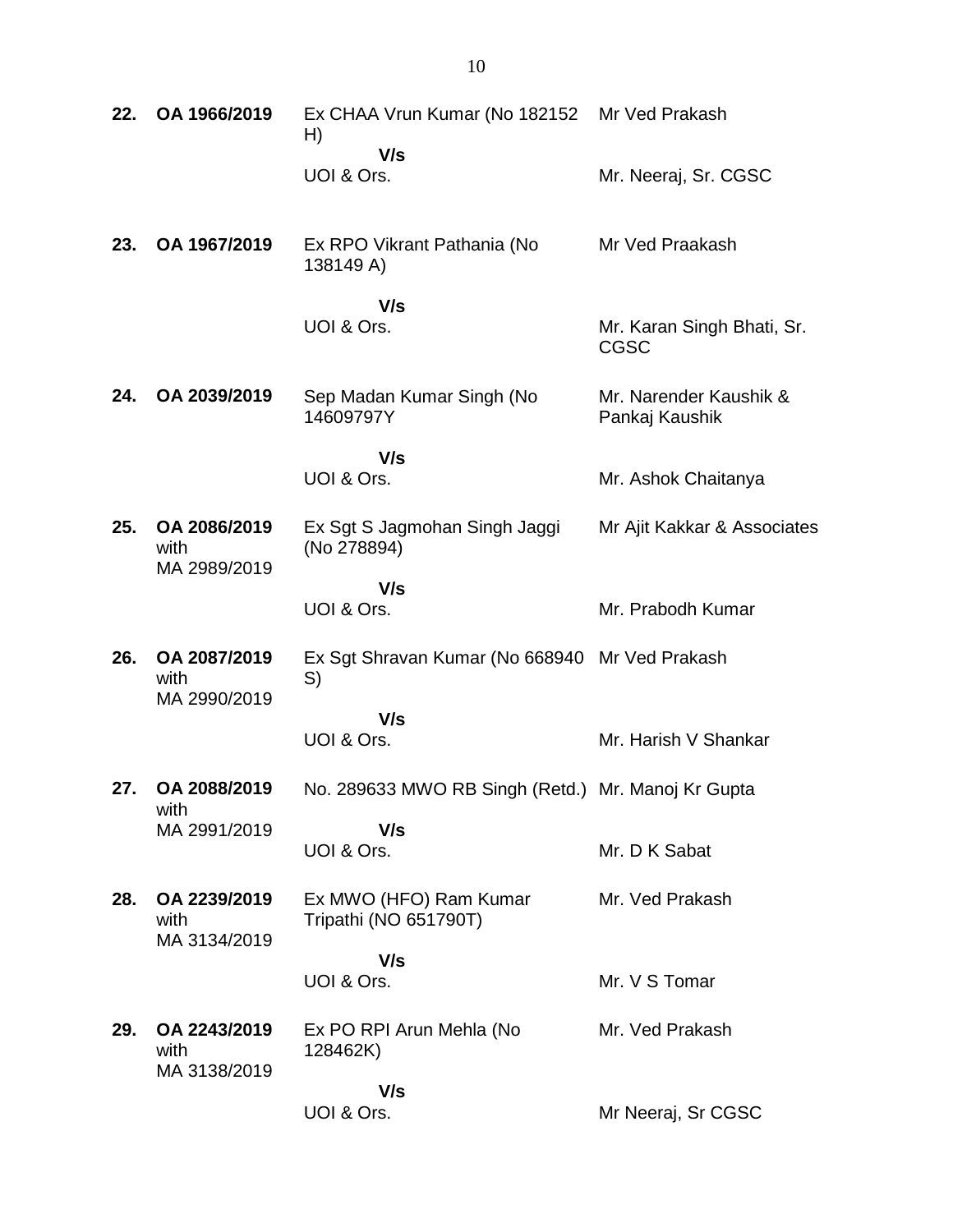| | | | |
|---|---|---|---|
| **22.** | **OA 1966/2019** | Ex CHAA Vrun Kumar (No 182152 H)<br>**V/s**<br>UOI & Ors. | Mr Ved Prakash<br><br>Mr. Neeraj, Sr. CGSC |
| **23.** | **OA 1967/2019** | Ex RPO Vikrant Pathania (No 138149 A)<br>**V/s**<br>UOI & Ors. | Mr Ved Praakash<br><br>Mr. Karan Singh Bhati, Sr. CGSC |
| **24.** | **OA 2039/2019** | Sep Madan Kumar Singh (No 14609797Y<br>**V/s**<br>UOI & Ors. | Mr. Narender Kaushik & Pankaj Kaushik<br><br>Mr. Ashok Chaitanya |
| **25.** | **OA 2086/2019** with MA 2989/2019 | Ex Sgt S Jagmohan Singh Jaggi (No 278894)<br>**V/s**<br>UOI & Ors. | Mr Ajit Kakkar & Associates<br><br>Mr. Prabodh Kumar |
| **26.** | **OA 2087/2019** with MA 2990/2019 | Ex Sgt Shravan Kumar (No 668940 S)<br>**V/s**<br>UOI & Ors. | Mr Ved Prakash<br><br>Mr. Harish V Shankar |
| **27.** | **OA 2088/2019** with MA 2991/2019 | No. 289633 MWO RB Singh (Retd.)<br>**V/s**<br>UOI & Ors. | Mr. Manoj Kr Gupta<br><br>Mr. D K Sabat |
| **28.** | **OA 2239/2019** with MA 3134/2019 | Ex MWO (HFO) Ram Kumar Tripathi (NO 651790T)<br>**V/s**<br>UOI & Ors. | Mr. Ved Prakash<br><br>Mr. V S Tomar |
| **29.** | **OA 2243/2019** with MA 3138/2019 | Ex PO RPI Arun Mehla (No 128462K)<br>**V/s**<br>UOI & Ors. | Mr. Ved Prakash<br><br>Mr Neeraj, Sr CGSC |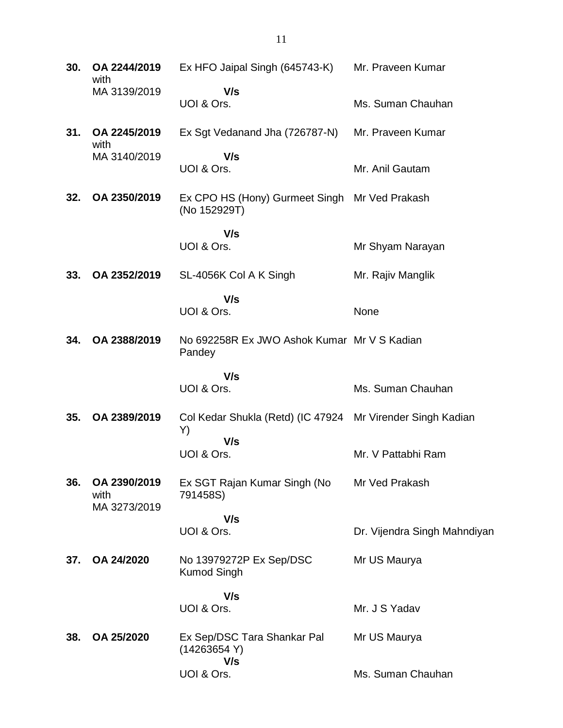| | | | |
|---|---|---|---|
| **30.** | **OA 2244/2019** with MA 3139/2019 | Ex HFO Jaipal Singh (645743-K) **V/s** UOI & Ors. | Mr. Praveen Kumar<br><br>Ms. Suman Chauhan |
| **31.** | **OA 2245/2019** with MA 3140/2019 | Ex Sgt Vedanand Jha (726787-N) **V/s** UOI & Ors. | Mr. Praveen Kumar<br><br>Mr. Anil Gautam |
| **32.** | **OA 2350/2019** | Ex CPO HS (Hony) Gurmeet Singh (No 152929T) **V/s** UOI & Ors. | Mr Ved Prakash<br><br>Mr Shyam Narayan |
| **33.** | **OA 2352/2019** | SL-4056K Col A K Singh **V/s** UOI & Ors. | Mr. Rajiv Manglik<br><br>None |
| **34.** | **OA 2388/2019** | No 692258R Ex JWO Ashok Kumar Pandey **V/s** UOI & Ors. | Mr V S Kadian<br><br>Ms. Suman Chauhan |
| **35.** | **OA 2389/2019** | Col Kedar Shukla (Retd) (IC 47924 Y) **V/s** UOI & Ors. | Mr Virender Singh Kadian<br><br>Mr. V Pattabhi Ram |
| **36.** | **OA 2390/2019** with MA 3273/2019 | Ex SGT Rajan Kumar Singh (No 791458S) **V/s** UOI & Ors. | Mr Ved Prakash<br><br>Dr. Vijendra Singh Mahndiyan |
| **37.** | **OA 24/2020** | No 13979272P Ex Sep/DSC Kumod Singh **V/s** UOI & Ors. | Mr US Maurya<br><br>Mr. J S Yadav |
| **38.** | **OA 25/2020** | Ex Sep/DSC Tara Shankar Pal (14263654 Y) **V/s** UOI & Ors. | Mr US Maurya<br><br>Ms. Suman Chauhan |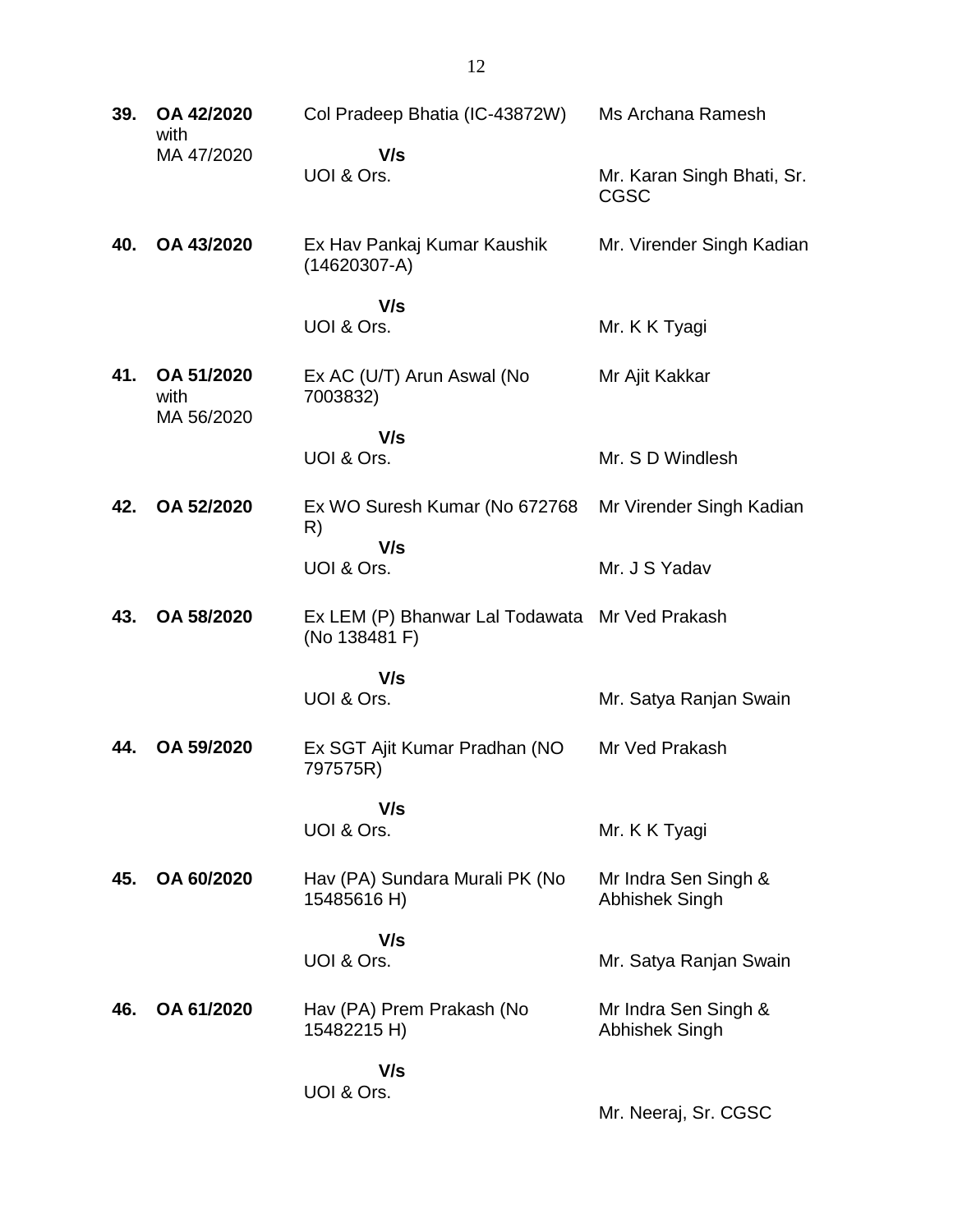| | | | |
|---|---|---|---|
| **39.** | **OA 42/2020** with MA 47/2020 | Col Pradeep Bhatia (IC-43872W) **V/s** UOI & Ors. | Ms Archana Ramesh<br>Mr. Karan Singh Bhati, Sr. CGSC |
| **40.** | **OA 43/2020** | Ex Hav Pankaj Kumar Kaushik (14620307-A) **V/s** UOI & Ors. | Mr. Virender Singh Kadian<br>Mr. K K Tyagi |
| **41.** | **OA 51/2020** with MA 56/2020 | Ex AC (U/T) Arun Aswal (No 7003832) **V/s** UOI & Ors. | Mr Ajit Kakkar<br>Mr. S D Windlesh |
| **42.** | **OA 52/2020** | Ex WO Suresh Kumar (No 672768 R) **V/s** UOI & Ors. | Mr Virender Singh Kadian<br>Mr. J S Yadav |
| **43.** | **OA 58/2020** | Ex LEM (P) Bhanwar Lal Todawata (No 138481 F) **V/s** UOI & Ors. | Mr Ved Prakash<br>Mr. Satya Ranjan Swain |
| **44.** | **OA 59/2020** | Ex SGT Ajit Kumar Pradhan (NO 797575R) **V/s** UOI & Ors. | Mr Ved Prakash<br>Mr. K K Tyagi |
| **45.** | **OA 60/2020** | Hav (PA) Sundara Murali PK (No 15485616 H) **V/s** UOI & Ors. | Mr Indra Sen Singh & Abhishek Singh<br>Mr. Satya Ranjan Swain |
| **46.** | **OA 61/2020** | Hav (PA) Prem Prakash (No 15482215 H) **V/s** UOI & Ors. | Mr Indra Sen Singh & Abhishek Singh<br>Mr. Neeraj, Sr. CGSC |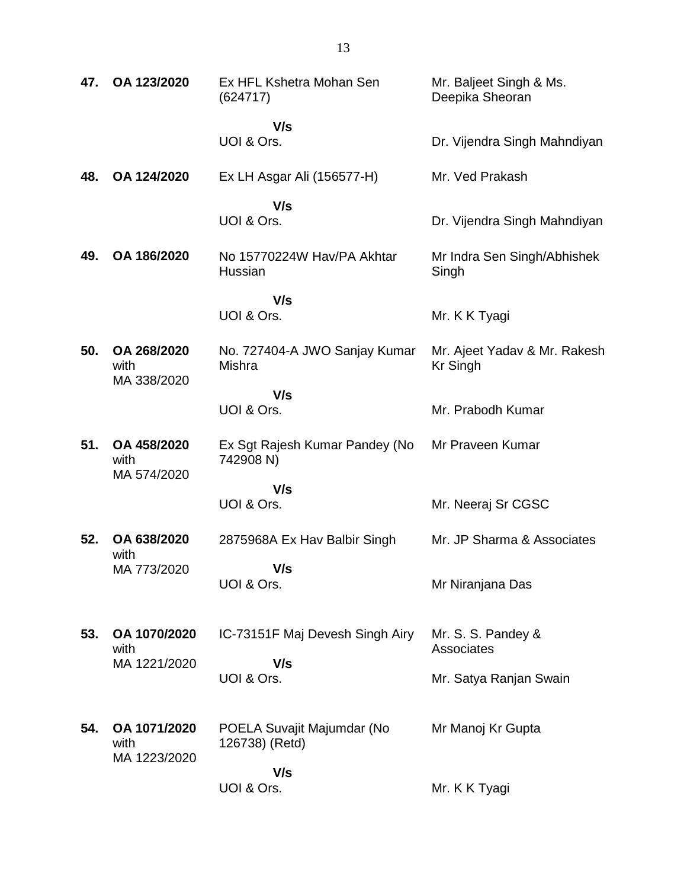| | | | |
|---|---|---|---|
| **47.** | **OA 123/2020** | Ex HFL Kshetra Mohan Sen (624717)<br><br>**V/s**<br>UOI & Ors. | Mr. Baljeet Singh & Ms. Deepika Sheoran<br><br>Dr. Vijendra Singh Mahndiyan |
| **48.** | **OA 124/2020** | Ex LH Asgar Ali (156577-H)<br><br>**V/s**<br>UOI & Ors. | Mr. Ved Prakash<br><br>Dr. Vijendra Singh Mahndiyan |
| **49.** | **OA 186/2020** | No 15770224W Hav/PA Akhtar Hussian<br><br>**V/s**<br>UOI & Ors. | Mr Indra Sen Singh/Abhishek Singh<br><br>Mr. K K Tyagi |
| **50.** | **OA 268/2020** with MA 338/2020 | No. 727404-A JWO Sanjay Kumar Mishra<br><br>**V/s**<br>UOI & Ors. | Mr. Ajeet Yadav & Mr. Rakesh Kr Singh<br><br>Mr. Prabodh Kumar |
| **51.** | **OA 458/2020** with MA 574/2020 | Ex Sgt Rajesh Kumar Pandey (No 742908 N)<br><br>**V/s**<br>UOI & Ors. | Mr Praveen Kumar<br><br>Mr. Neeraj Sr CGSC |
| **52.** | **OA 638/2020** with MA 773/2020 | 2875968A Ex Hav Balbir Singh<br><br>**V/s**<br>UOI & Ors. | Mr. JP Sharma & Associates<br><br>Mr Niranjana Das |
| **53.** | **OA 1070/2020** with MA 1221/2020 | IC-73151F Maj Devesh Singh Airy<br><br>**V/s**<br>UOI & Ors. | Mr. S. S. Pandey & Associates<br><br>Mr. Satya Ranjan Swain |
| **54.** | **OA 1071/2020** with MA 1223/2020 | POELA Suvajit Majumdar (No 126738) (Retd)<br><br>**V/s**<br>UOI & Ors. | Mr Manoj Kr Gupta<br><br>Mr. K K Tyagi |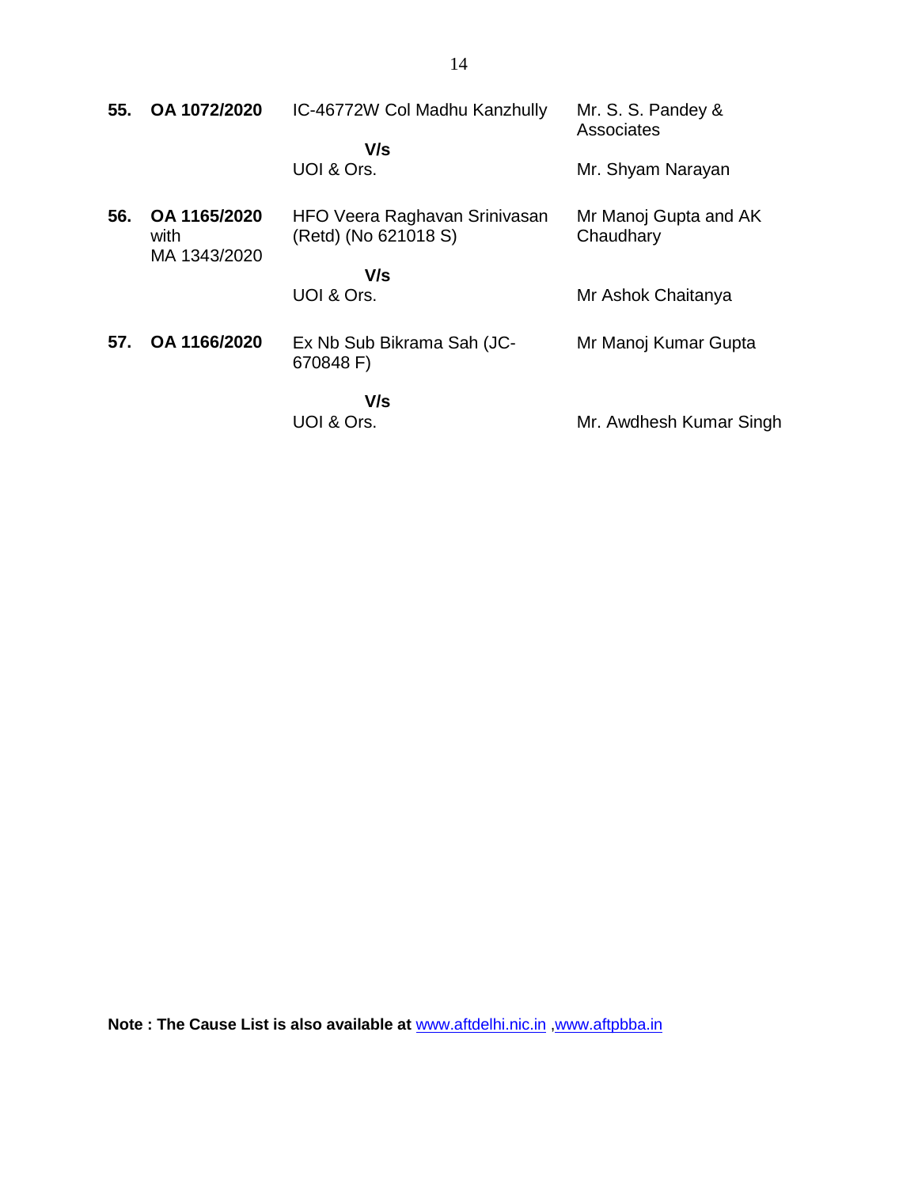| | | | |
|---|---|---|---|
| **55.** | **OA 1072/2020** | IC-46772W Col Madhu Kanzhully<br>**V/s**<br>UOI & Ors. | Mr. S. S. Pandey & Associates<br><br>Mr. Shyam Narayan |
| **56.** | **OA 1165/2020**<br>with<br>MA 1343/2020 | HFO Veera Raghavan Srinivasan (Retd) (No 621018 S)<br>**V/s**<br>UOI & Ors. | Mr Manoj Gupta and AK Chaudhary<br><br>Mr Ashok Chaitanya |
| **57.** | **OA 1166/2020** | Ex Nb Sub Bikrama Sah (JC-670848 F)<br>**V/s**<br>UOI & Ors. | Mr Manoj Kumar Gupta<br><br>Mr. Awdhesh Kumar Singh |

**Note : The Cause List is also available at** www.aftdelhi.nic.in ,www.aftpbba.in